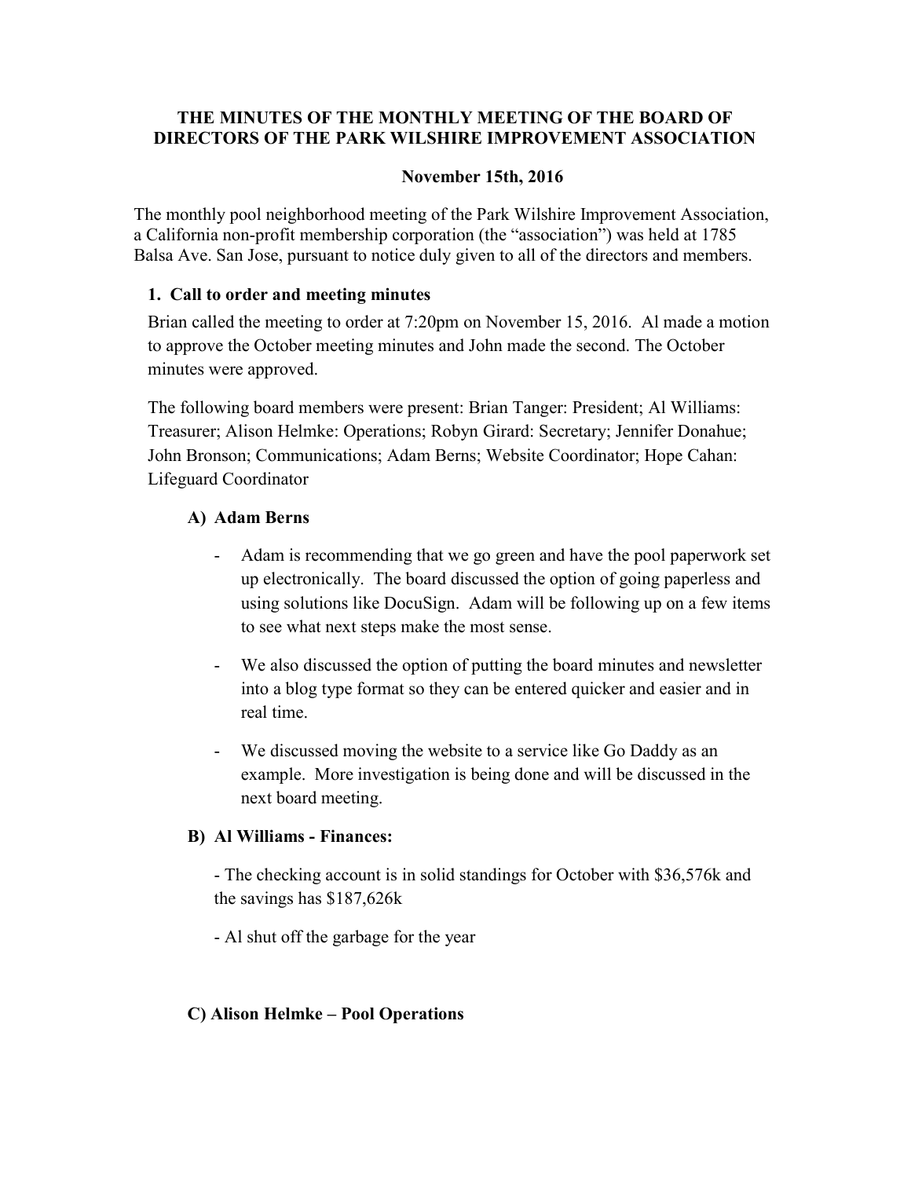**THE MINUTES OF THE MONTHLY MEETING OF THE BOARD OF DIRECTORS OF THE PARK WILSHIRE IMPROVEMENT ASSOCIATION**

**November 15th, 2016**

The monthly pool neighborhood meeting of the Park Wilshire Improvement Association, a California non-profit membership corporation (the "association") was held at 1785 Balsa Ave. San Jose, pursuant to notice duly given to all of the directors and members.

### 1. Call to order and meeting minutes

Brian called the meeting to order at 7:20pm on November 15, 2016. Al made a motion to approve the October meeting minutes and John made the second. The October minutes were approved.

The following board members were present: Brian Tanger: President; Al Williams: Treasurer; Alison Helmke: Operations; Robyn Girard: Secretary; Jennifer Donahue; John Bronson; Communications; Adam Berns; Website Coordinator; Hope Cahan: Lifeguard Coordinator

#### A) Adam Berns

- Adam is recommending that we go green and have the pool paperwork set up electronically. The board discussed the option of going paperless and using solutions like DocuSign. Adam will be following up on a few items to see what next steps make the most sense.
- We also discussed the option of putting the board minutes and newsletter into a blog type format so they can be entered quicker and easier and in real time.
- We discussed moving the website to a service like Go Daddy as an example. More investigation is being done and will be discussed in the next board meeting.

#### B) Al Williams - Finances:

- The checking account is in solid standings for October with $36,576k and the savings has $187,626k

- Al shut off the garbage for the year

#### C) Alison Helmke – Pool Operations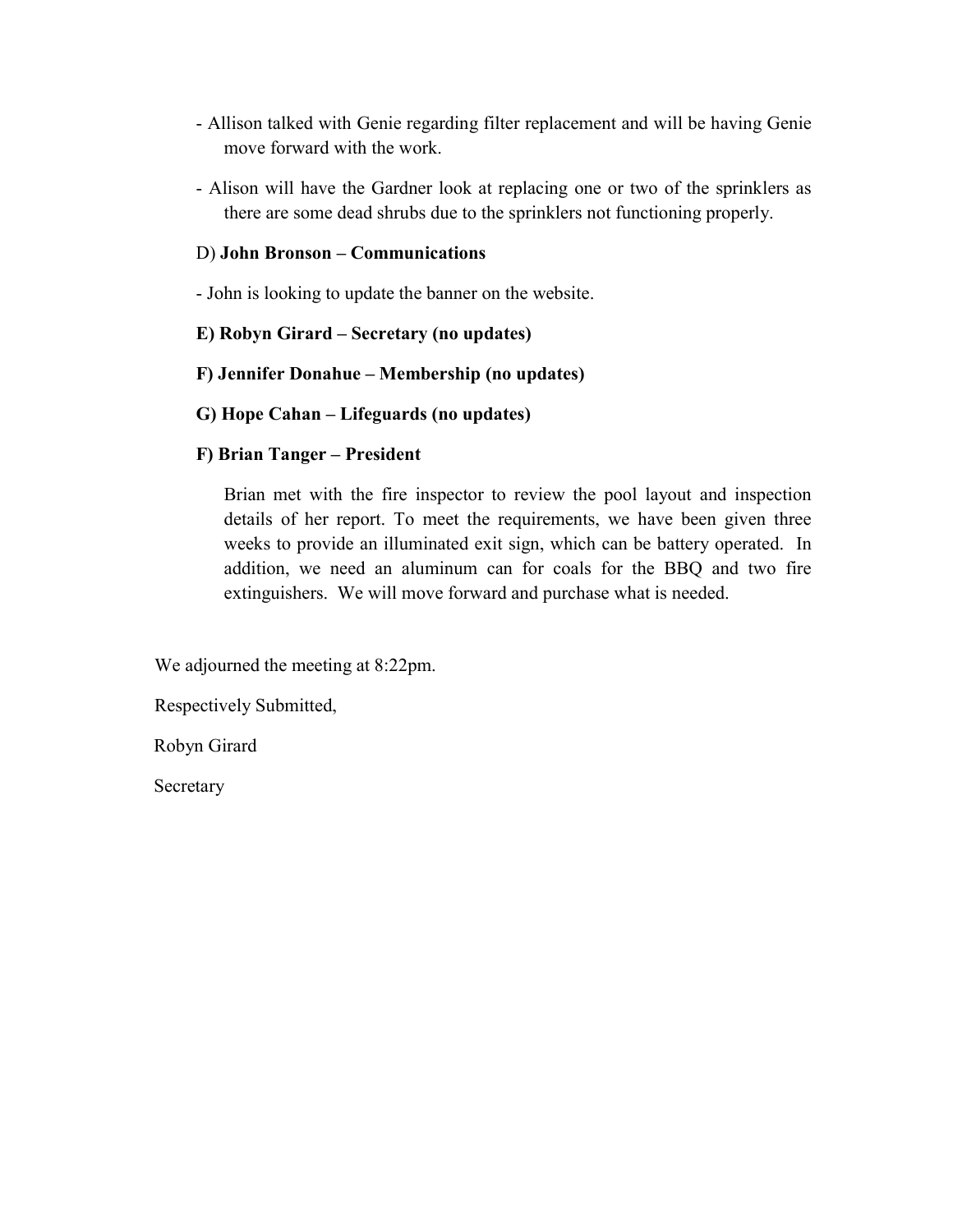- Allison talked with Genie regarding filter replacement and will be having Genie move forward with the work.

- Alison will have the Gardner look at replacing one or two of the sprinklers as there are some dead shrubs due to the sprinklers not functioning properly.

D) **John Bronson – Communications**

- John is looking to update the banner on the website.

**E) Robyn Girard – Secretary (no updates)**

**F) Jennifer Donahue – Membership (no updates)**

**G) Hope Cahan – Lifeguards (no updates)**

**F) Brian Tanger – President**

Brian met with the fire inspector to review the pool layout and inspection details of her report. To meet the requirements, we have been given three weeks to provide an illuminated exit sign, which can be battery operated. In addition, we need an aluminum can for coals for the BBQ and two fire extinguishers. We will move forward and purchase what is needed.

We adjourned the meeting at 8:22pm.

Respectively Submitted,

Robyn Girard

Secretary